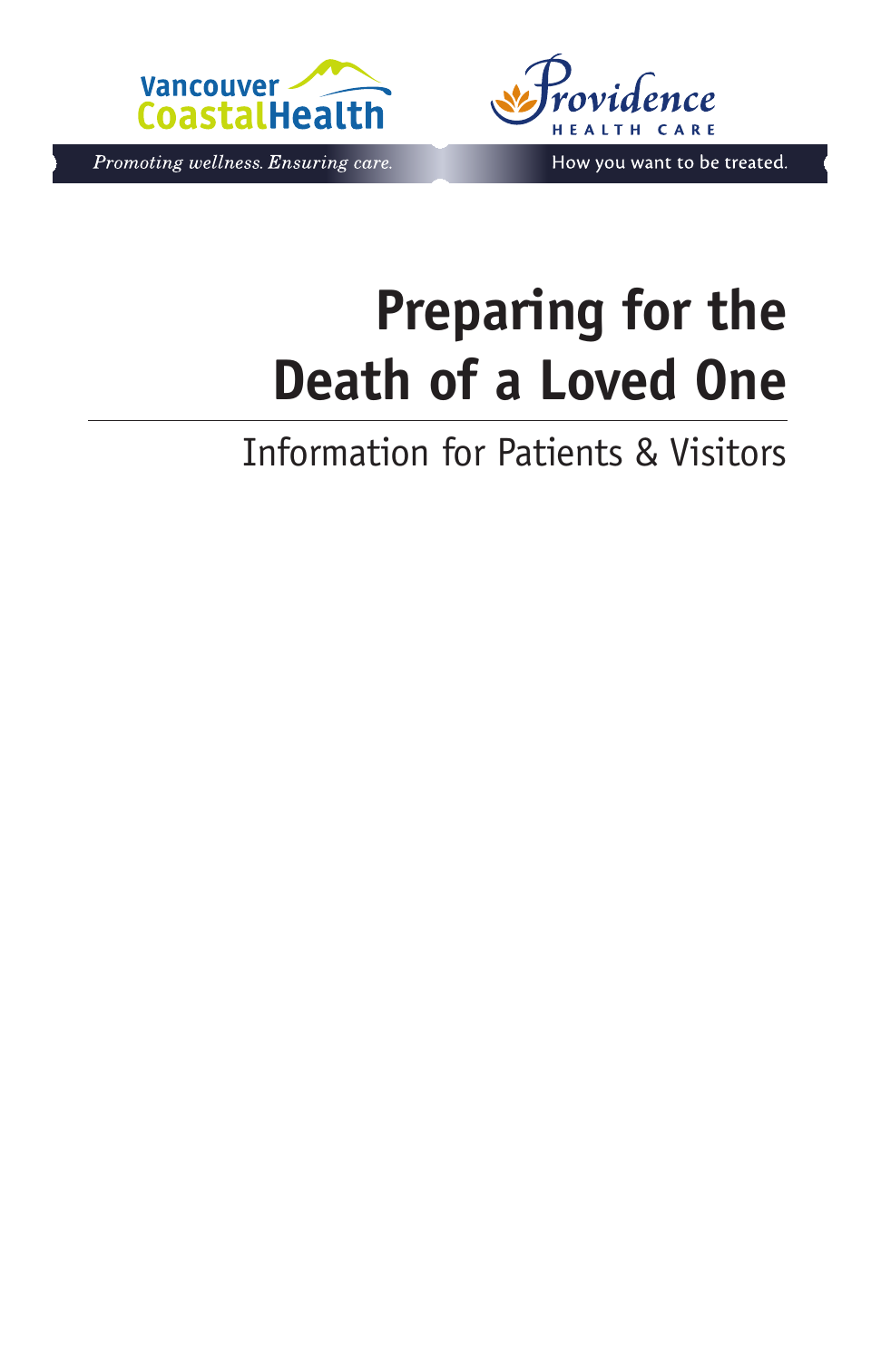Vancouver CoastalHealth

*Promoting wellness. Ensuring care.*

Providence HEALTH CARE

How you want to be treated.

# Preparing for the Death of a Loved One

Information for Patients & Visitors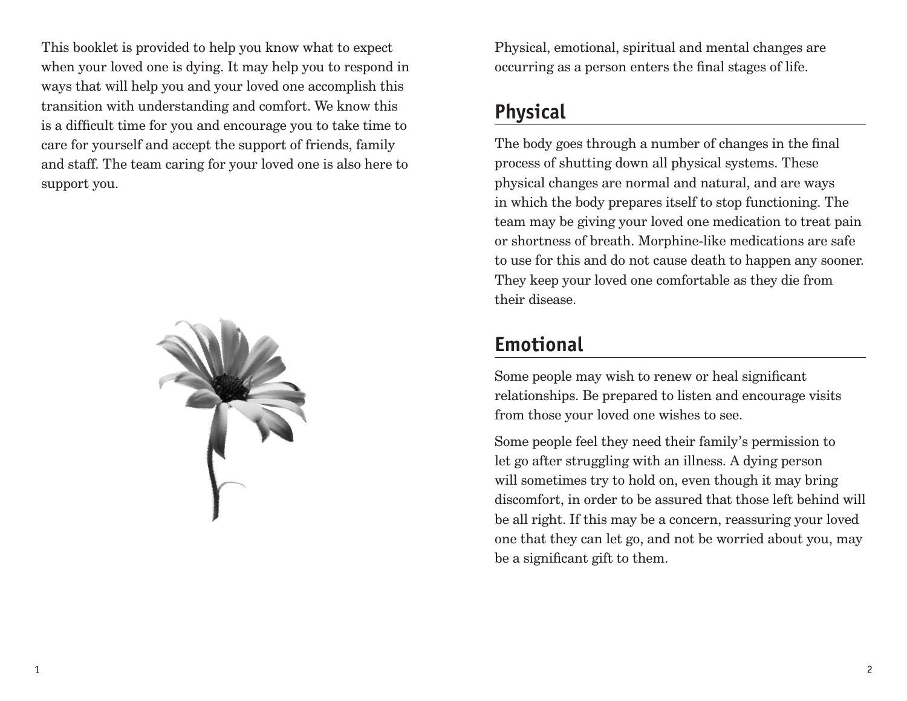This booklet is provided to help you know what to expect when your loved one is dying. It may help you to respond in ways that will help you and your loved one accomplish this transition with understanding and comfort. We know this is a difficult time for you and encourage you to take time to care for yourself and accept the support of friends, family and staff. The team caring for your loved one is also here to support you.

Physical, emotional, spiritual and mental changes are occurring as a person enters the final stages of life.

## Physical

The body goes through a number of changes in the final process of shutting down all physical systems. These physical changes are normal and natural, and are ways in which the body prepares itself to stop functioning. The team may be giving your loved one medication to treat pain or shortness of breath. Morphine-like medications are safe to use for this and do not cause death to happen any sooner. They keep your loved one comfortable as they die from their disease.

## Emotional

Some people may wish to renew or heal significant relationships. Be prepared to listen and encourage visits from those your loved one wishes to see.

Some people feel they need their family's permission to let go after struggling with an illness. A dying person will sometimes try to hold on, even though it may bring discomfort, in order to be assured that those left behind will be all right. If this may be a concern, reassuring your loved one that they can let go, and not be worried about you, may be a significant gift to them.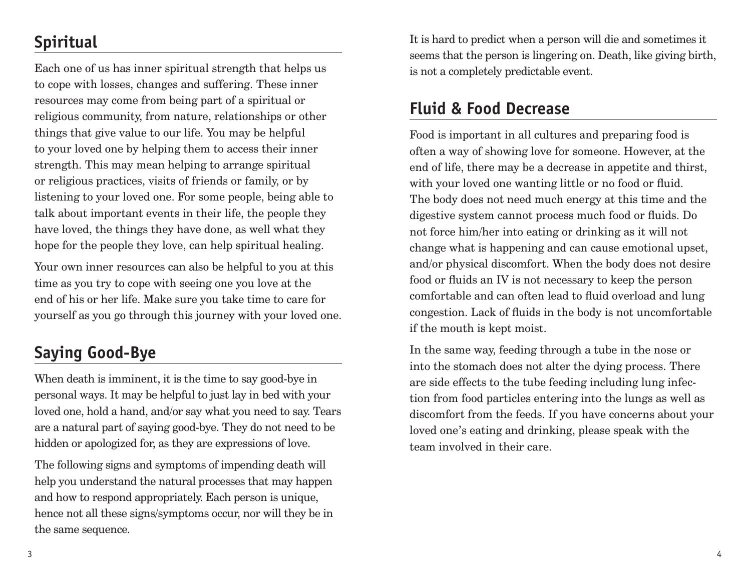## Spiritual

Each one of us has inner spiritual strength that helps us to cope with losses, changes and suffering. These inner resources may come from being part of a spiritual or religious community, from nature, relationships or other things that give value to our life. You may be helpful to your loved one by helping them to access their inner strength. This may mean helping to arrange spiritual or religious practices, visits of friends or family, or by listening to your loved one. For some people, being able to talk about important events in their life, the people they have loved, the things they have done, as well what they hope for the people they love, can help spiritual healing.

Your own inner resources can also be helpful to you at this time as you try to cope with seeing one you love at the end of his or her life. Make sure you take time to care for yourself as you go through this journey with your loved one.

## Saying Good-Bye

When death is imminent, it is the time to say good-bye in personal ways. It may be helpful to just lay in bed with your loved one, hold a hand, and/or say what you need to say. Tears are a natural part of saying good-bye. They do not need to be hidden or apologized for, as they are expressions of love.

The following signs and symptoms of impending death will help you understand the natural processes that may happen and how to respond appropriately. Each person is unique, hence not all these signs/symptoms occur, nor will they be in the same sequence.

It is hard to predict when a person will die and sometimes it seems that the person is lingering on. Death, like giving birth, is not a completely predictable event.

## Fluid & Food Decrease

Food is important in all cultures and preparing food is often a way of showing love for someone. However, at the end of life, there may be a decrease in appetite and thirst, with your loved one wanting little or no food or fluid. The body does not need much energy at this time and the digestive system cannot process much food or fluids. Do not force him/her into eating or drinking as it will not change what is happening and can cause emotional upset, and/or physical discomfort. When the body does not desire food or fluids an IV is not necessary to keep the person comfortable and can often lead to fluid overload and lung congestion. Lack of fluids in the body is not uncomfortable if the mouth is kept moist.

In the same way, feeding through a tube in the nose or into the stomach does not alter the dying process. There are side effects to the tube feeding including lung infection from food particles entering into the lungs as well as discomfort from the feeds. If you have concerns about your loved one's eating and drinking, please speak with the team involved in their care.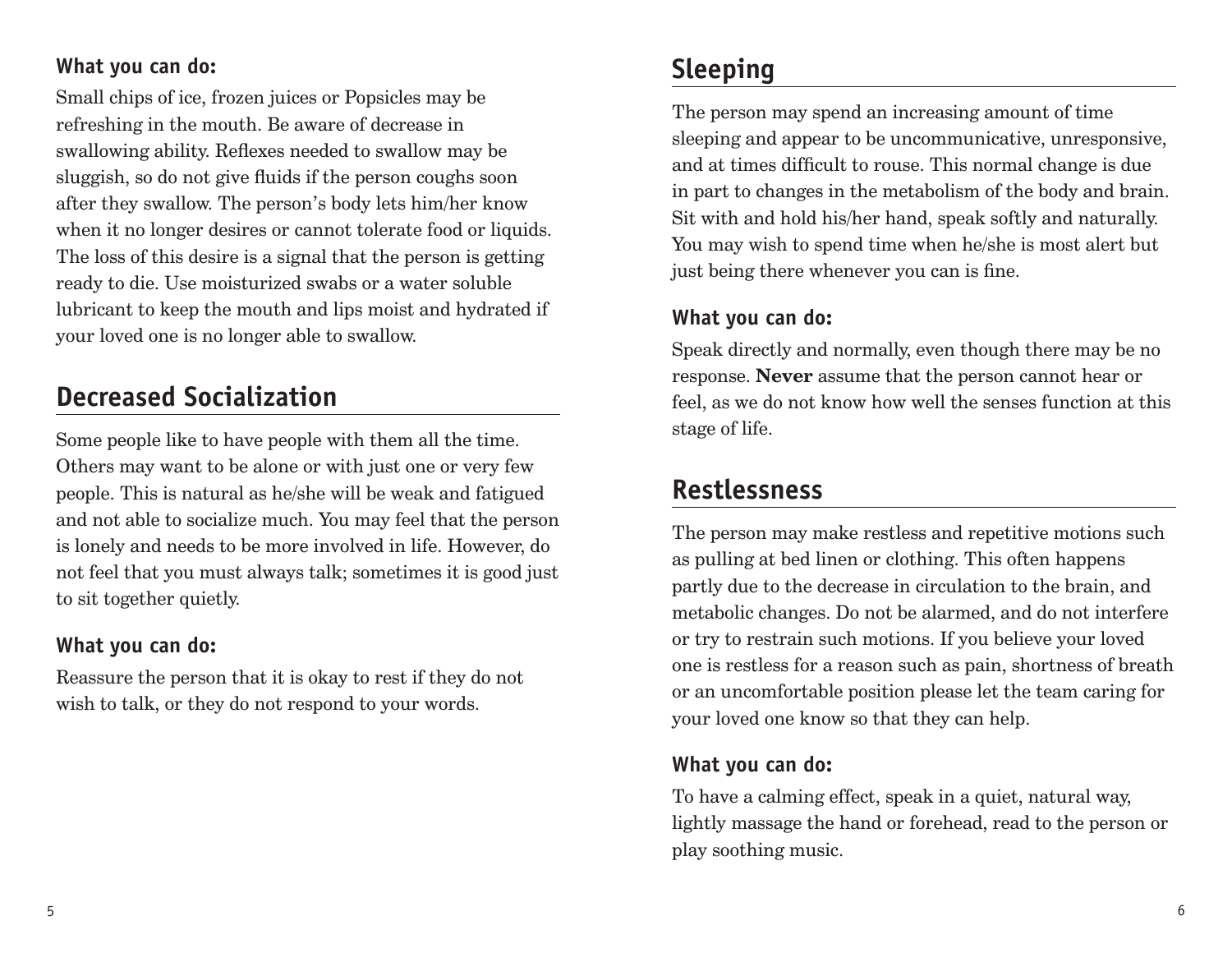### What you can do:

Small chips of ice, frozen juices or Popsicles may be refreshing in the mouth. Be aware of decrease in swallowing ability. Reflexes needed to swallow may be sluggish, so do not give fluids if the person coughs soon after they swallow. The person's body lets him/her know when it no longer desires or cannot tolerate food or liquids. The loss of this desire is a signal that the person is getting ready to die. Use moisturized swabs or a water soluble lubricant to keep the mouth and lips moist and hydrated if your loved one is no longer able to swallow.

## Decreased Socialization

Some people like to have people with them all the time. Others may want to be alone or with just one or very few people. This is natural as he/she will be weak and fatigued and not able to socialize much. You may feel that the person is lonely and needs to be more involved in life. However, do not feel that you must always talk; sometimes it is good just to sit together quietly.

### What you can do:

Reassure the person that it is okay to rest if they do not wish to talk, or they do not respond to your words.

## Sleeping

The person may spend an increasing amount of time sleeping and appear to be uncommunicative, unresponsive, and at times difficult to rouse. This normal change is due in part to changes in the metabolism of the body and brain. Sit with and hold his/her hand, speak softly and naturally. You may wish to spend time when he/she is most alert but just being there whenever you can is fine.

### What you can do:

Speak directly and normally, even though there may be no response. **Never** assume that the person cannot hear or feel, as we do not know how well the senses function at this stage of life.

## Restlessness

The person may make restless and repetitive motions such as pulling at bed linen or clothing. This often happens partly due to the decrease in circulation to the brain, and metabolic changes. Do not be alarmed, and do not interfere or try to restrain such motions. If you believe your loved one is restless for a reason such as pain, shortness of breath or an uncomfortable position please let the team caring for your loved one know so that they can help.

### What you can do:

To have a calming effect, speak in a quiet, natural way, lightly massage the hand or forehead, read to the person or play soothing music.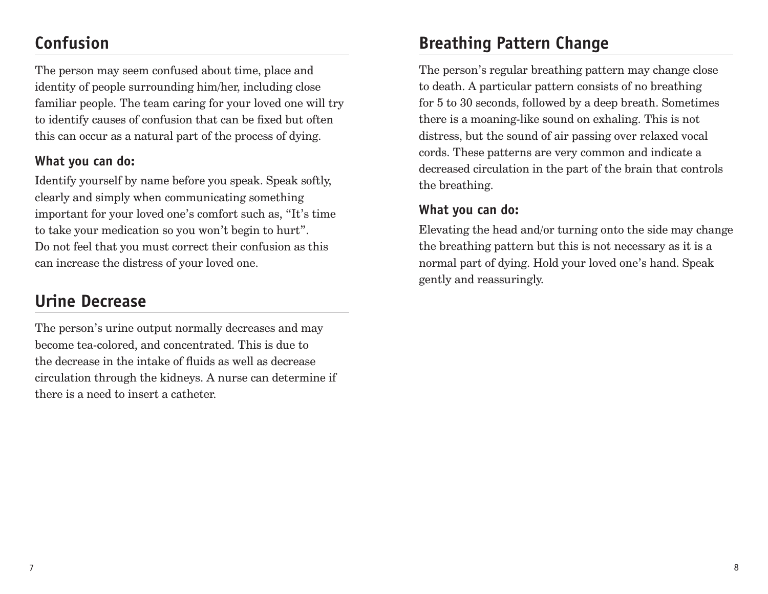## Confusion

The person may seem confused about time, place and identity of people surrounding him/her, including close familiar people. The team caring for your loved one will try to identify causes of confusion that can be fixed but often this can occur as a natural part of the process of dying.

### What you can do:

Identify yourself by name before you speak. Speak softly, clearly and simply when communicating something important for your loved one's comfort such as, "It's time to take your medication so you won't begin to hurt". Do not feel that you must correct their confusion as this can increase the distress of your loved one.

## Urine Decrease

The person's urine output normally decreases and may become tea-colored, and concentrated. This is due to the decrease in the intake of fluids as well as decrease circulation through the kidneys. A nurse can determine if there is a need to insert a catheter.

## Breathing Pattern Change

The person's regular breathing pattern may change close to death. A particular pattern consists of no breathing for 5 to 30 seconds, followed by a deep breath. Sometimes there is a moaning-like sound on exhaling. This is not distress, but the sound of air passing over relaxed vocal cords. These patterns are very common and indicate a decreased circulation in the part of the brain that controls the breathing.

### What you can do:

Elevating the head and/or turning onto the side may change the breathing pattern but this is not necessary as it is a normal part of dying. Hold your loved one's hand. Speak gently and reassuringly.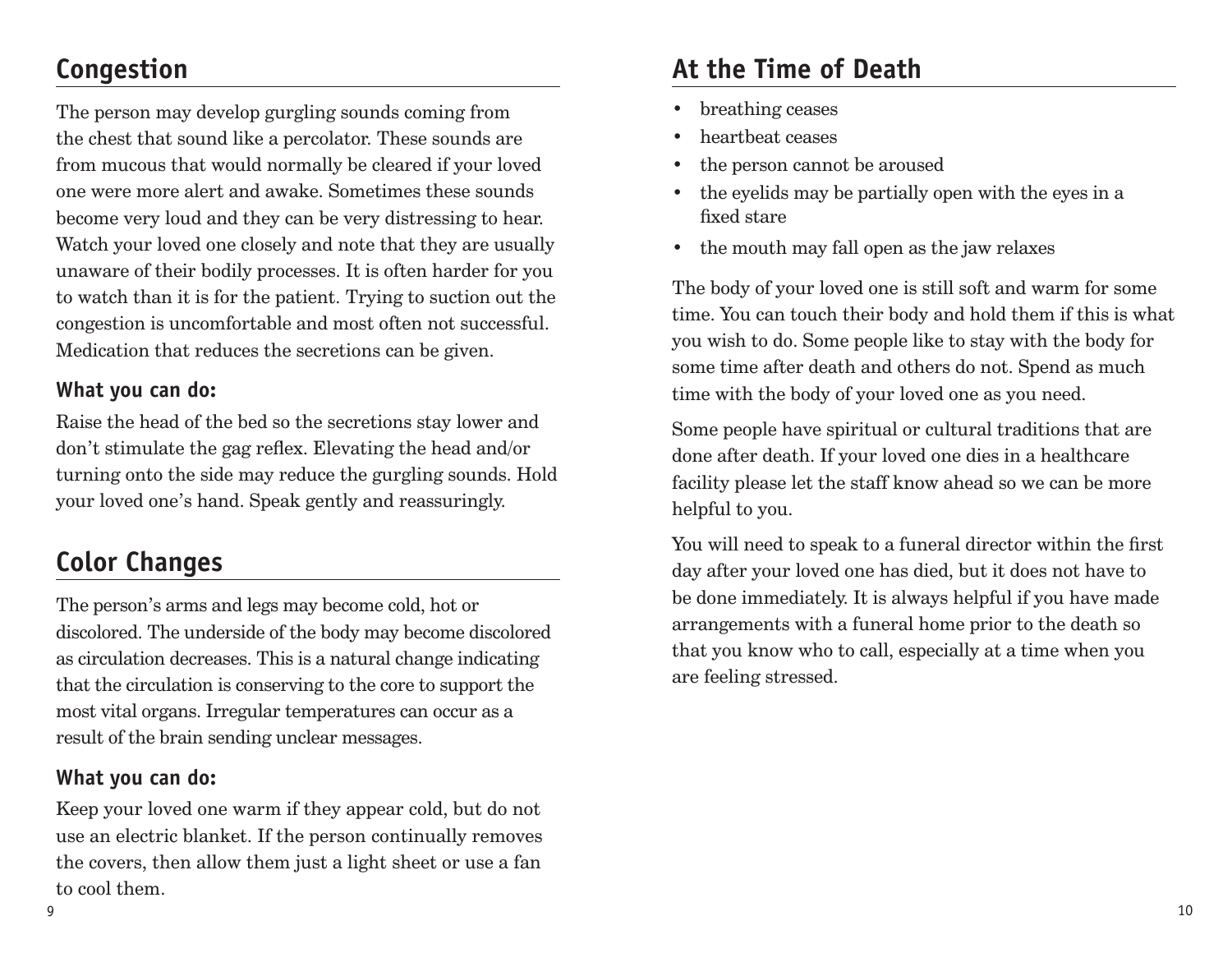## Congestion

The person may develop gurgling sounds coming from the chest that sound like a percolator. These sounds are from mucous that would normally be cleared if your loved one were more alert and awake. Sometimes these sounds become very loud and they can be very distressing to hear. Watch your loved one closely and note that they are usually unaware of their bodily processes. It is often harder for you to watch than it is for the patient. Trying to suction out the congestion is uncomfortable and most often not successful. Medication that reduces the secretions can be given.

### What you can do:

Raise the head of the bed so the secretions stay lower and don't stimulate the gag reflex. Elevating the head and/or turning onto the side may reduce the gurgling sounds. Hold your loved one's hand. Speak gently and reassuringly.

## Color Changes

The person's arms and legs may become cold, hot or discolored. The underside of the body may become discolored as circulation decreases. This is a natural change indicating that the circulation is conserving to the core to support the most vital organs. Irregular temperatures can occur as a result of the brain sending unclear messages.

### What you can do:

Keep your loved one warm if they appear cold, but do not use an electric blanket. If the person continually removes the covers, then allow them just a light sheet or use a fan to cool them.

## At the Time of Death

- breathing ceases
- heartbeat ceases
- the person cannot be aroused
- the eyelids may be partially open with the eyes in a fixed stare
- the mouth may fall open as the jaw relaxes

The body of your loved one is still soft and warm for some time. You can touch their body and hold them if this is what you wish to do. Some people like to stay with the body for some time after death and others do not. Spend as much time with the body of your loved one as you need.

Some people have spiritual or cultural traditions that are done after death. If your loved one dies in a healthcare facility please let the staff know ahead so we can be more helpful to you.

You will need to speak to a funeral director within the first day after your loved one has died, but it does not have to be done immediately. It is always helpful if you have made arrangements with a funeral home prior to the death so that you know who to call, especially at a time when you are feeling stressed.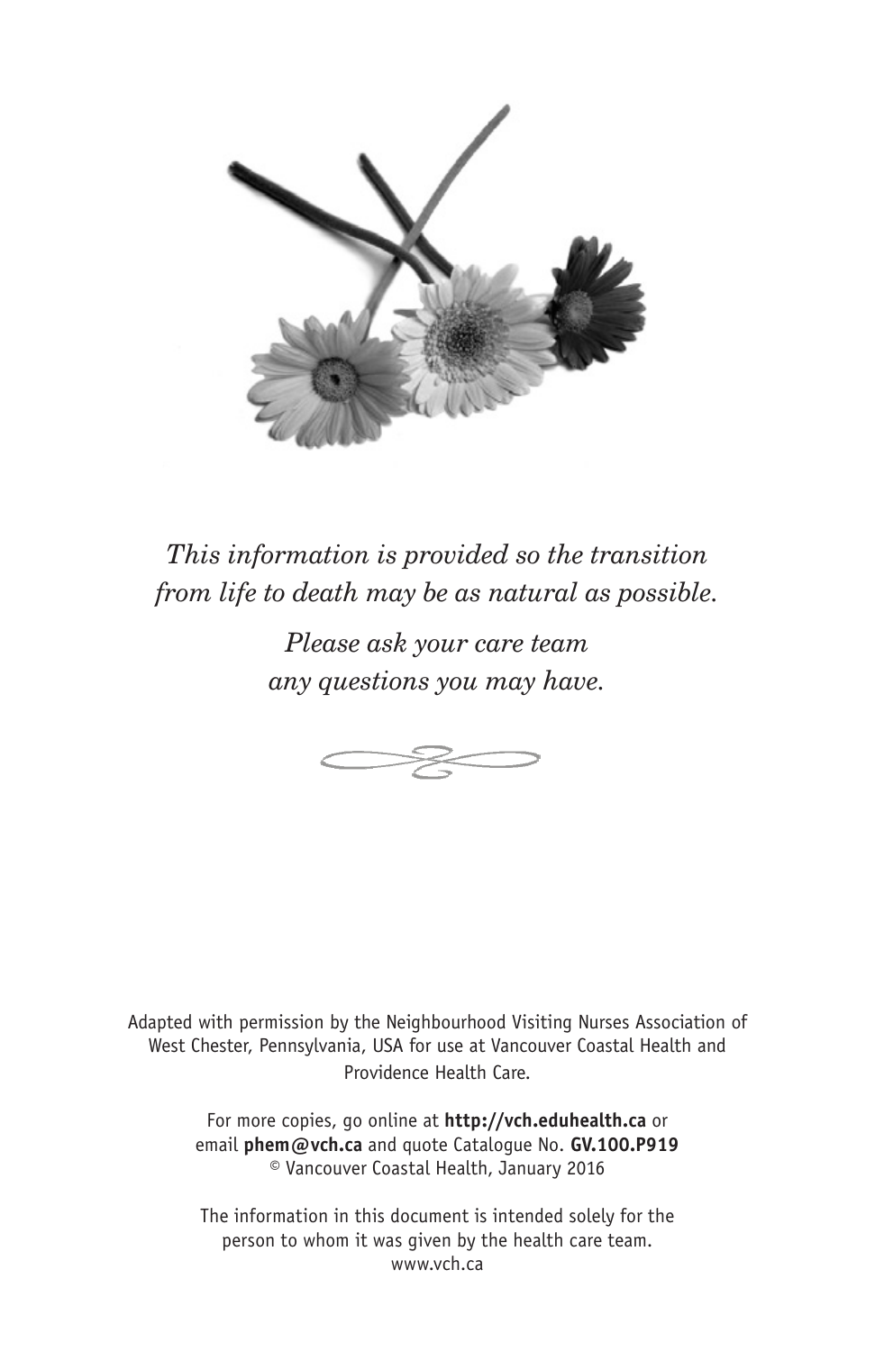*This information is provided so the transition from life to death may be as natural as possible.*

*Please ask your care team any questions you may have.*

Adapted with permission by the Neighbourhood Visiting Nurses Association of West Chester, Pennsylvania, USA for use at Vancouver Coastal Health and Providence Health Care.

For more copies, go online at **http://vch.eduhealth.ca** or email **phem@vch.ca** and quote Catalogue No. **GV.100.P919**
© Vancouver Coastal Health, January 2016

The information in this document is intended solely for the person to whom it was given by the health care team.
www.vch.ca